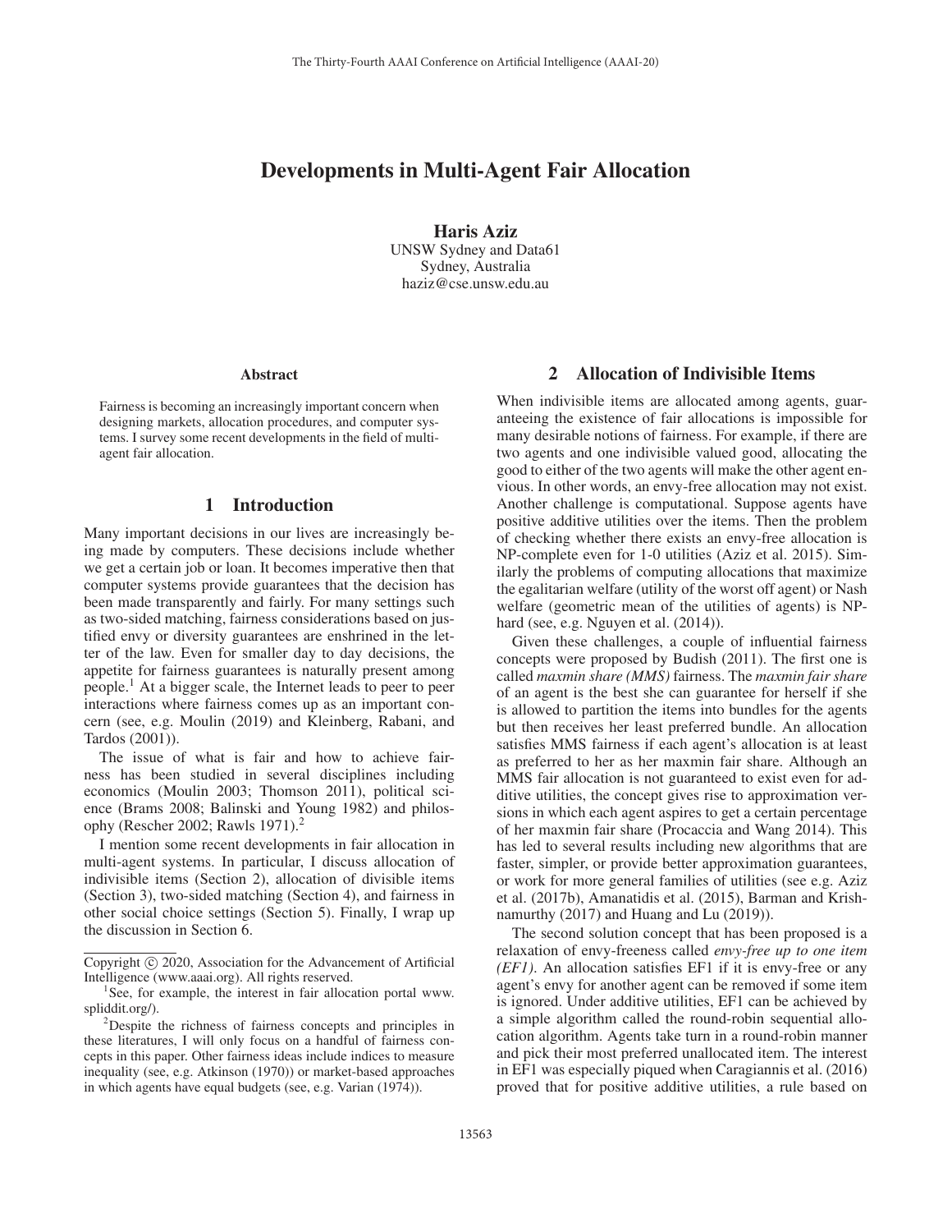# Developments in Multi-Agent Fair Allocation

**Haris Aziz**
UNSW Sydney and Data61
Sydney, Australia
haziz@cse.unsw.edu.au

### Abstract

Fairness is becoming an increasingly important concern when designing markets, allocation procedures, and computer systems. I survey some recent developments in the field of multi-agent fair allocation.

## 1 Introduction

Many important decisions in our lives are increasingly being made by computers. These decisions include whether we get a certain job or loan. It becomes imperative then that computer systems provide guarantees that the decision has been made transparently and fairly. For many settings such as two-sided matching, fairness considerations based on justified envy or diversity guarantees are enshrined in the letter of the law. Even for smaller day to day decisions, the appetite for fairness guarantees is naturally present among people.[1] At a bigger scale, the Internet leads to peer to peer interactions where fairness comes up as an important concern (see, e.g. Moulin (2019) and Kleinberg, Rabani, and Tardos (2001)).

The issue of what is fair and how to achieve fairness has been studied in several disciplines including economics (Moulin 2003; Thomson 2011), political science (Brams 2008; Balinski and Young 1982) and philosophy (Rescher 2002; Rawls 1971).[2]

I mention some recent developments in fair allocation in multi-agent systems. In particular, I discuss allocation of indivisible items (Section 2), allocation of divisible items (Section 3), two-sided matching (Section 4), and fairness in other social choice settings (Section 5). Finally, I wrap up the discussion in Section 6.

Copyright © 2020, Association for the Advancement of Artificial Intelligence (www.aaai.org). All rights reserved.

[1] See, for example, the interest in fair allocation portal www.spliddit.org/).

[2] Despite the richness of fairness concepts and principles in these literatures, I will only focus on a handful of fairness concepts in this paper. Other fairness ideas include indices to measure inequality (see, e.g. Atkinson (1970)) or market-based approaches in which agents have equal budgets (see, e.g. Varian (1974)).

## 2 Allocation of Indivisible Items

When indivisible items are allocated among agents, guaranteeing the existence of fair allocations is impossible for many desirable notions of fairness. For example, if there are two agents and one indivisible valued good, allocating the good to either of the two agents will make the other agent envious. In other words, an envy-free allocation may not exist. Another challenge is computational. Suppose agents have positive additive utilities over the items. Then the problem of checking whether there exists an envy-free allocation is NP-complete even for 1-0 utilities (Aziz et al. 2015). Similarly the problems of computing allocations that maximize the egalitarian welfare (utility of the worst off agent) or Nash welfare (geometric mean of the utilities of agents) is NP-hard (see, e.g. Nguyen et al. (2014)).

Given these challenges, a couple of influential fairness concepts were proposed by Budish (2011). The first one is called *maxmin share (MMS)* fairness. The *maxmin fair share* of an agent is the best she can guarantee for herself if she is allowed to partition the items into bundles for the agents but then receives her least preferred bundle. An allocation satisfies MMS fairness if each agent's allocation is at least as preferred to her as her maxmin fair share. Although an MMS fair allocation is not guaranteed to exist even for additive utilities, the concept gives rise to approximation versions in which each agent aspires to get a certain percentage of her maxmin fair share (Procaccia and Wang 2014). This has led to several results including new algorithms that are faster, simpler, or provide better approximation guarantees, or work for more general families of utilities (see e.g. Aziz et al. (2017b), Amanatidis et al. (2015), Barman and Krishnamurthy (2017) and Huang and Lu (2019)).

The second solution concept that has been proposed is a relaxation of envy-freeness called *envy-free up to one item (EF1)*. An allocation satisfies EF1 if it is envy-free or any agent's envy for another agent can be removed if some item is ignored. Under additive utilities, EF1 can be achieved by a simple algorithm called the round-robin sequential allocation algorithm. Agents take turn in a round-robin manner and pick their most preferred unallocated item. The interest in EF1 was especially piqued when Caragiannis et al. (2016) proved that for positive additive utilities, a rule based on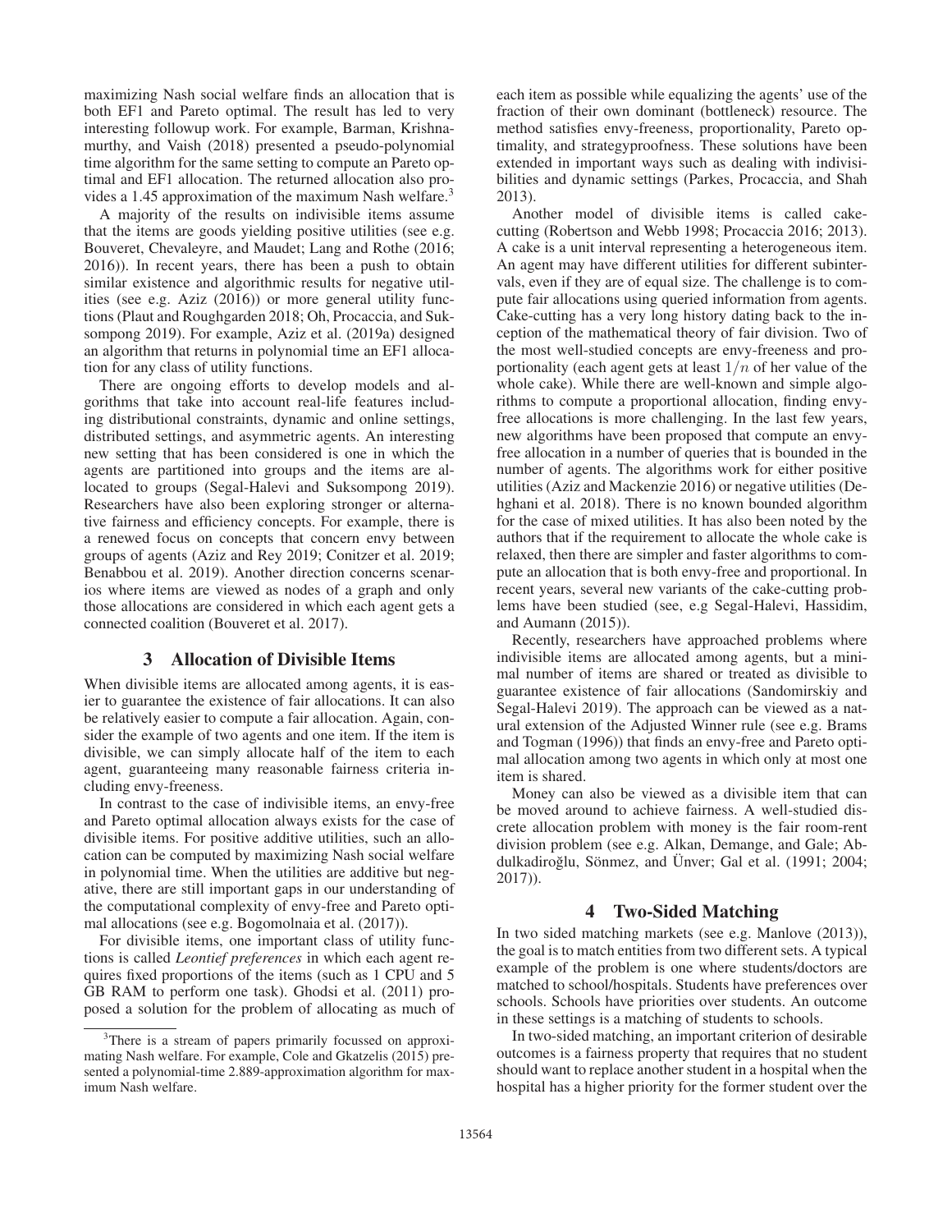maximizing Nash social welfare finds an allocation that is both EF1 and Pareto optimal. The result has led to very interesting followup work. For example, Barman, Krishnamurthy, and Vaish (2018) presented a pseudo-polynomial time algorithm for the same setting to compute an Pareto optimal and EF1 allocation. The returned allocation also provides a 1.45 approximation of the maximum Nash welfare.[3]

A majority of the results on indivisible items assume that the items are goods yielding positive utilities (see e.g. Bouveret, Chevaleyre, and Maudet; Lang and Rothe (2016; 2016)). In recent years, there has been a push to obtain similar existence and algorithmic results for negative utilities (see e.g. Aziz (2016)) or more general utility functions (Plaut and Roughgarden 2018; Oh, Procaccia, and Suksompong 2019). For example, Aziz et al. (2019a) designed an algorithm that returns in polynomial time an EF1 allocation for any class of utility functions.

There are ongoing efforts to develop models and algorithms that take into account real-life features including distributional constraints, dynamic and online settings, distributed settings, and asymmetric agents. An interesting new setting that has been considered is one in which the agents are partitioned into groups and the items are allocated to groups (Segal-Halevi and Suksompong 2019). Researchers have also been exploring stronger or alternative fairness and efficiency concepts. For example, there is a renewed focus on concepts that concern envy between groups of agents (Aziz and Rey 2019; Conitzer et al. 2019; Benabbou et al. 2019). Another direction concerns scenarios where items are viewed as nodes of a graph and only those allocations are considered in which each agent gets a connected coalition (Bouveret et al. 2017).

## 3 Allocation of Divisible Items

When divisible items are allocated among agents, it is easier to guarantee the existence of fair allocations. It can also be relatively easier to compute a fair allocation. Again, consider the example of two agents and one item. If the item is divisible, we can simply allocate half of the item to each agent, guaranteeing many reasonable fairness criteria including envy-freeness.

In contrast to the case of indivisible items, an envy-free and Pareto optimal allocation always exists for the case of divisible items. For positive additive utilities, such an allocation can be computed by maximizing Nash social welfare in polynomial time. When the utilities are additive but negative, there are still important gaps in our understanding of the computational complexity of envy-free and Pareto optimal allocations (see e.g. Bogomolnaia et al. (2017)).

For divisible items, one important class of utility functions is called *Leontief preferences* in which each agent requires fixed proportions of the items (such as 1 CPU and 5 GB RAM to perform one task). Ghodsi et al. (2011) proposed a solution for the problem of allocating as much of each item as possible while equalizing the agents' use of the fraction of their own dominant (bottleneck) resource. The method satisfies envy-freeness, proportionality, Pareto optimality, and strategyproofness. These solutions have been extended in important ways such as dealing with indivisibilities and dynamic settings (Parkes, Procaccia, and Shah 2013).

Another model of divisible items is called cake-cutting (Robertson and Webb 1998; Procaccia 2016; 2013). A cake is a unit interval representing a heterogeneous item. An agent may have different utilities for different subintervals, even if they are of equal size. The challenge is to compute fair allocations using queried information from agents. Cake-cutting has a very long history dating back to the inception of the mathematical theory of fair division. Two of the most well-studied concepts are envy-freeness and proportionality (each agent gets at least $1/n$ of her value of the whole cake). While there are well-known and simple algorithms to compute a proportional allocation, finding envy-free allocations is more challenging. In the last few years, new algorithms have been proposed that compute an envy-free allocation in a number of queries that is bounded in the number of agents. The algorithms work for either positive utilities (Aziz and Mackenzie 2016) or negative utilities (Dehghani et al. 2018). There is no known bounded algorithm for the case of mixed utilities. It has also been noted by the authors that if the requirement to allocate the whole cake is relaxed, then there are simpler and faster algorithms to compute an allocation that is both envy-free and proportional. In recent years, several new variants of the cake-cutting problems have been studied (see, e.g Segal-Halevi, Hassidim, and Aumann (2015)).

Recently, researchers have approached problems where indivisible items are allocated among agents, but a minimal number of items are shared or treated as divisible to guarantee existence of fair allocations (Sandomirskiy and Segal-Halevi 2019). The approach can be viewed as a natural extension of the Adjusted Winner rule (see e.g. Brams and Togman (1996)) that finds an envy-free and Pareto optimal allocation among two agents in which only at most one item is shared.

Money can also be viewed as a divisible item that can be moved around to achieve fairness. A well-studied discrete allocation problem with money is the fair room-rent division problem (see e.g. Alkan, Demange, and Gale; Abdulkadiroğlu, Sönmez, and Ünver; Gal et al. (1991; 2004; 2017)).

## 4 Two-Sided Matching

In two sided matching markets (see e.g. Manlove (2013)), the goal is to match entities from two different sets. A typical example of the problem is one where students/doctors are matched to school/hospitals. Students have preferences over schools. Schools have priorities over students. An outcome in these settings is a matching of students to schools.

In two-sided matching, an important criterion of desirable outcomes is a fairness property that requires that no student should want to replace another student in a hospital when the hospital has a higher priority for the former student over the

[3] There is a stream of papers primarily focussed on approximating Nash welfare. For example, Cole and Gkatzelis (2015) presented a polynomial-time 2.889-approximation algorithm for maximum Nash welfare.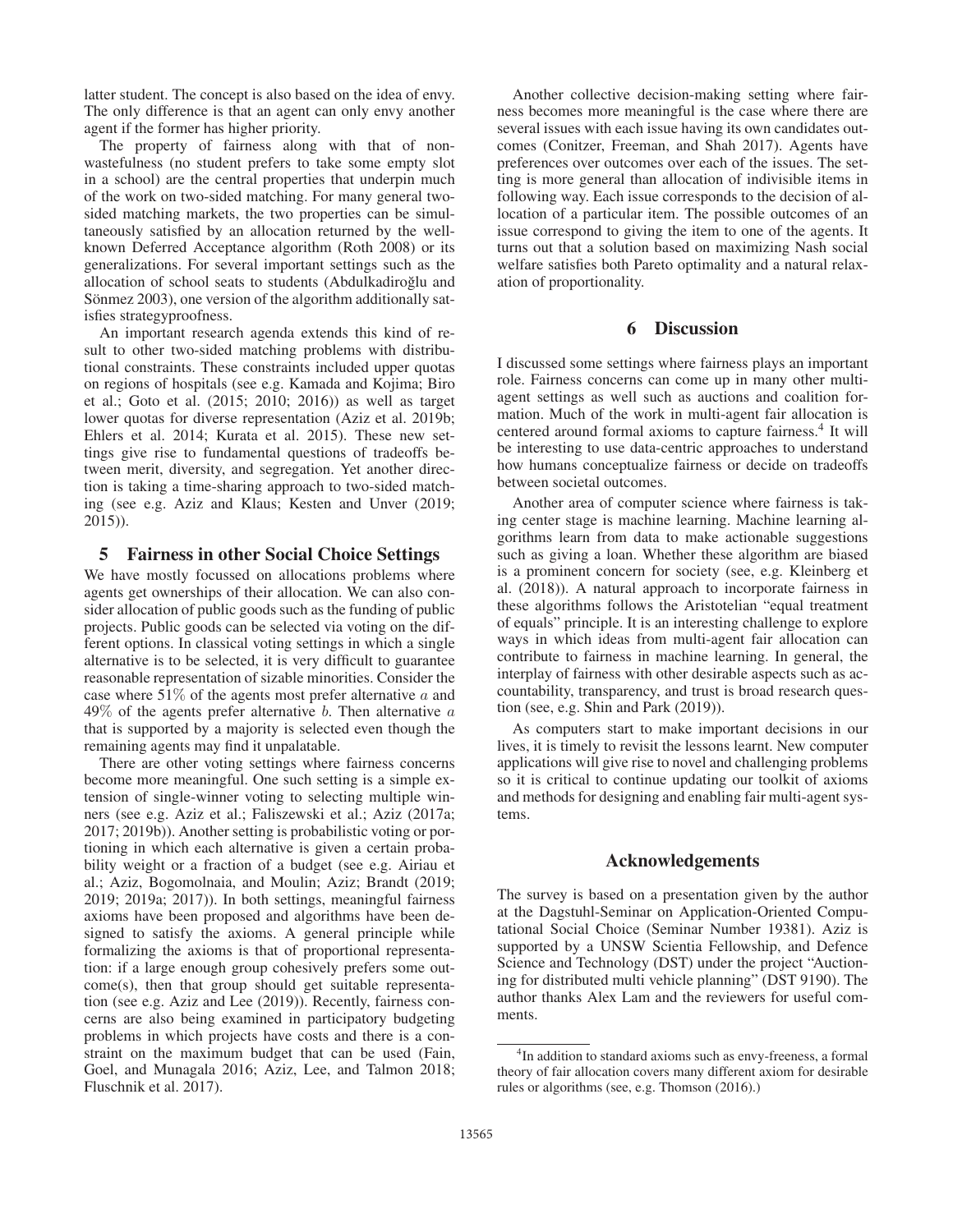latter student. The concept is also based on the idea of envy. The only difference is that an agent can only envy another agent if the former has higher priority.

The property of fairness along with that of non-wastefulness (no student prefers to take some empty slot in a school) are the central properties that underpin much of the work on two-sided matching. For many general two-sided matching markets, the two properties can be simultaneously satisfied by an allocation returned by the well-known Deferred Acceptance algorithm (Roth 2008) or its generalizations. For several important settings such as the allocation of school seats to students (Abdulkadiroğlu and Sönmez 2003), one version of the algorithm additionally satisfies strategyproofness.

An important research agenda extends this kind of result to other two-sided matching problems with distributional constraints. These constraints included upper quotas on regions of hospitals (see e.g. Kamada and Kojima; Biro et al.; Goto et al. (2015; 2010; 2016)) as well as target lower quotas for diverse representation (Aziz et al. 2019b; Ehlers et al. 2014; Kurata et al. 2015). These new settings give rise to fundamental questions of tradeoffs between merit, diversity, and segregation. Yet another direction is taking a time-sharing approach to two-sided matching (see e.g. Aziz and Klaus; Kesten and Unver (2019; 2015)).

## 5 Fairness in other Social Choice Settings

We have mostly focussed on allocations problems where agents get ownerships of their allocation. We can also consider allocation of public goods such as the funding of public projects. Public goods can be selected via voting on the different options. In classical voting settings in which a single alternative is to be selected, it is very difficult to guarantee reasonable representation of sizable minorities. Consider the case where 51% of the agents most prefer alternative $a$ and 49% of the agents prefer alternative $b$. Then alternative $a$ that is supported by a majority is selected even though the remaining agents may find it unpalatable.

There are other voting settings where fairness concerns become more meaningful. One such setting is a simple extension of single-winner voting to selecting multiple winners (see e.g. Aziz et al.; Faliszewski et al.; Aziz (2017a; 2017; 2019b)). Another setting is probabilistic voting or portioning in which each alternative is given a certain probability weight or a fraction of a budget (see e.g. Airiau et al.; Aziz, Bogomolnaia, and Moulin; Aziz; Brandt (2019; 2019; 2019a; 2017)). In both settings, meaningful fairness axioms have been proposed and algorithms have been designed to satisfy the axioms. A general principle while formalizing the axioms is that of proportional representation: if a large enough group cohesively prefers some outcome(s), then that group should get suitable representation (see e.g. Aziz and Lee (2019)). Recently, fairness concerns are also being examined in participatory budgeting problems in which projects have costs and there is a constraint on the maximum budget that can be used (Fain, Goel, and Munagala 2016; Aziz, Lee, and Talmon 2018; Fluschnik et al. 2017).

Another collective decision-making setting where fairness becomes more meaningful is the case where there are several issues with each issue having its own candidates outcomes (Conitzer, Freeman, and Shah 2017). Agents have preferences over outcomes over each of the issues. The setting is more general than allocation of indivisible items in following way. Each issue corresponds to the decision of allocation of a particular item. The possible outcomes of an issue correspond to giving the item to one of the agents. It turns out that a solution based on maximizing Nash social welfare satisfies both Pareto optimality and a natural relaxation of proportionality.

## 6 Discussion

I discussed some settings where fairness plays an important role. Fairness concerns can come up in many other multi-agent settings as well such as auctions and coalition formation. Much of the work in multi-agent fair allocation is centered around formal axioms to capture fairness.[4] It will be interesting to use data-centric approaches to understand how humans conceptualize fairness or decide on tradeoffs between societal outcomes.

Another area of computer science where fairness is taking center stage is machine learning. Machine learning algorithms learn from data to make actionable suggestions such as giving a loan. Whether these algorithm are biased is a prominent concern for society (see, e.g. Kleinberg et al. (2018)). A natural approach to incorporate fairness in these algorithms follows the Aristotelian "equal treatment of equals" principle. It is an interesting challenge to explore ways in which ideas from multi-agent fair allocation can contribute to fairness in machine learning. In general, the interplay of fairness with other desirable aspects such as accountability, transparency, and trust is broad research question (see, e.g. Shin and Park (2019)).

As computers start to make important decisions in our lives, it is timely to revisit the lessons learnt. New computer applications will give rise to novel and challenging problems so it is critical to continue updating our toolkit of axioms and methods for designing and enabling fair multi-agent systems.

## Acknowledgements

The survey is based on a presentation given by the author at the Dagstuhl-Seminar on Application-Oriented Computational Social Choice (Seminar Number 19381). Aziz is supported by a UNSW Scientia Fellowship, and Defence Science and Technology (DST) under the project "Auctioning for distributed multi vehicle planning" (DST 9190). The author thanks Alex Lam and the reviewers for useful comments.

[4] In addition to standard axioms such as envy-freeness, a formal theory of fair allocation covers many different axiom for desirable rules or algorithms (see, e.g. Thomson (2016).)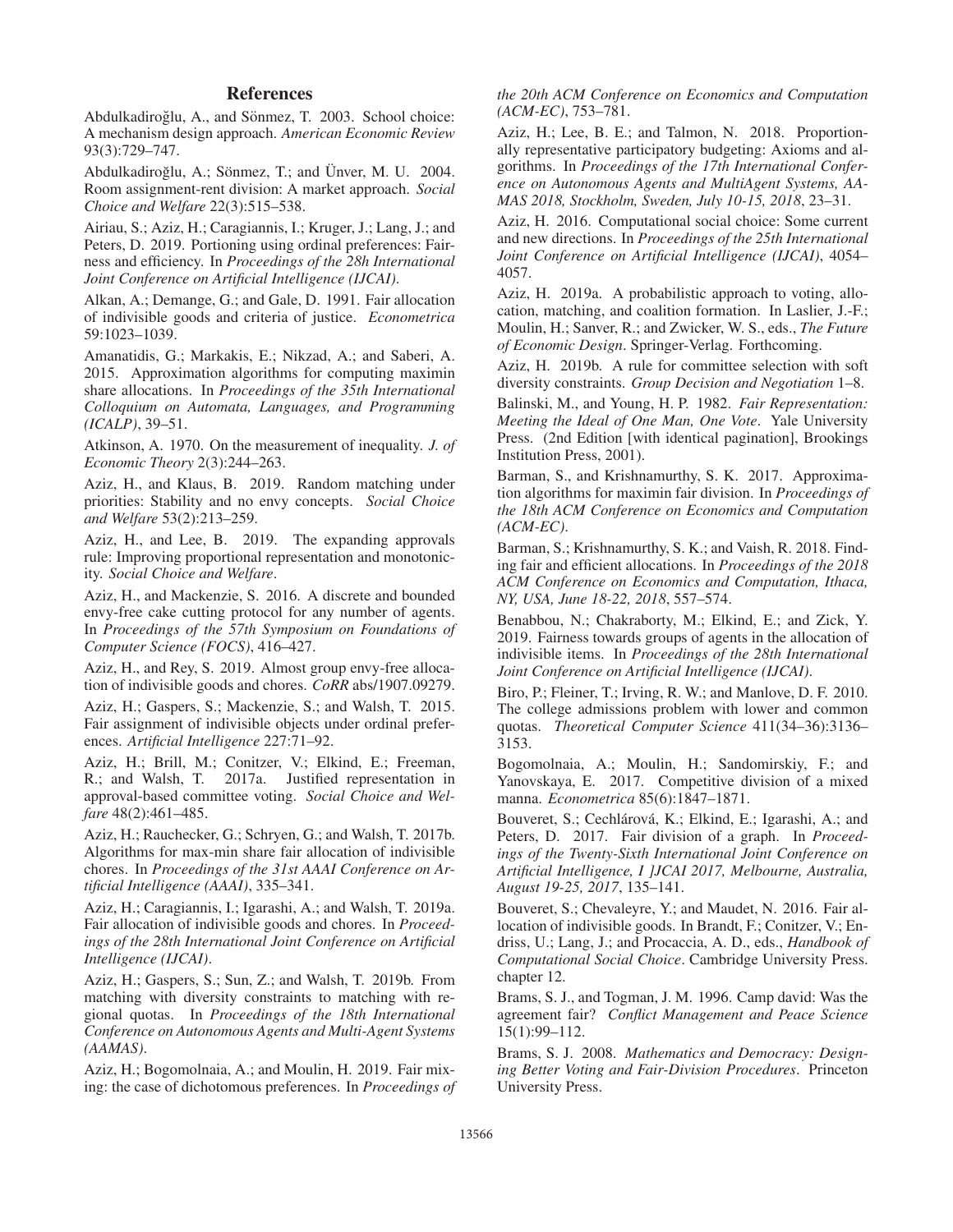## References

Abdulkadiroğlu, A., and Sönmez, T. 2003. School choice: A mechanism design approach. *American Economic Review* 93(3):729–747.

Abdulkadiroğlu, A.; Sönmez, T.; and Ünver, M. U. 2004. Room assignment-rent division: A market approach. *Social Choice and Welfare* 22(3):515–538.

Airiau, S.; Aziz, H.; Caragiannis, I.; Kruger, J.; Lang, J.; and Peters, D. 2019. Portioning using ordinal preferences: Fairness and efficiency. In *Proceedings of the 28h International Joint Conference on Artificial Intelligence (IJCAI)*.

Alkan, A.; Demange, G.; and Gale, D. 1991. Fair allocation of indivisible goods and criteria of justice. *Econometrica* 59:1023–1039.

Amanatidis, G.; Markakis, E.; Nikzad, A.; and Saberi, A. 2015. Approximation algorithms for computing maximin share allocations. In *Proceedings of the 35th International Colloquium on Automata, Languages, and Programming (ICALP)*, 39–51.

Atkinson, A. 1970. On the measurement of inequality. *J. of Economic Theory* 2(3):244–263.

Aziz, H., and Klaus, B. 2019. Random matching under priorities: Stability and no envy concepts. *Social Choice and Welfare* 53(2):213–259.

Aziz, H., and Lee, B. 2019. The expanding approvals rule: Improving proportional representation and monotonicity. *Social Choice and Welfare*.

Aziz, H., and Mackenzie, S. 2016. A discrete and bounded envy-free cake cutting protocol for any number of agents. In *Proceedings of the 57th Symposium on Foundations of Computer Science (FOCS)*, 416–427.

Aziz, H., and Rey, S. 2019. Almost group envy-free allocation of indivisible goods and chores. *CoRR* abs/1907.09279.

Aziz, H.; Gaspers, S.; Mackenzie, S.; and Walsh, T. 2015. Fair assignment of indivisible objects under ordinal preferences. *Artificial Intelligence* 227:71–92.

Aziz, H.; Brill, M.; Conitzer, V.; Elkind, E.; Freeman, R.; and Walsh, T. 2017a. Justified representation in approval-based committee voting. *Social Choice and Welfare* 48(2):461–485.

Aziz, H.; Rauchecker, G.; Schryen, G.; and Walsh, T. 2017b. Algorithms for max-min share fair allocation of indivisible chores. In *Proceedings of the 31st AAAI Conference on Artificial Intelligence (AAAI)*, 335–341.

Aziz, H.; Caragiannis, I.; Igarashi, A.; and Walsh, T. 2019a. Fair allocation of indivisible goods and chores. In *Proceedings of the 28th International Joint Conference on Artificial Intelligence (IJCAI)*.

Aziz, H.; Gaspers, S.; Sun, Z.; and Walsh, T. 2019b. From matching with diversity constraints to matching with regional quotas. In *Proceedings of the 18th International Conference on Autonomous Agents and Multi-Agent Systems (AAMAS)*.

Aziz, H.; Bogomolnaia, A.; and Moulin, H. 2019. Fair mixing: the case of dichotomous preferences. In *Proceedings of the 20th ACM Conference on Economics and Computation (ACM-EC)*, 753–781.

Aziz, H.; Lee, B. E.; and Talmon, N. 2018. Proportionally representative participatory budgeting: Axioms and algorithms. In *Proceedings of the 17th International Conference on Autonomous Agents and MultiAgent Systems, AAMAS 2018, Stockholm, Sweden, July 10-15, 2018*, 23–31.

Aziz, H. 2016. Computational social choice: Some current and new directions. In *Proceedings of the 25th International Joint Conference on Artificial Intelligence (IJCAI)*, 4054–4057.

Aziz, H. 2019a. A probabilistic approach to voting, allocation, matching, and coalition formation. In Laslier, J.-F.; Moulin, H.; Sanver, R.; and Zwicker, W. S., eds., *The Future of Economic Design*. Springer-Verlag. Forthcoming.

Aziz, H. 2019b. A rule for committee selection with soft diversity constraints. *Group Decision and Negotiation* 1–8.

Balinski, M., and Young, H. P. 1982. *Fair Representation: Meeting the Ideal of One Man, One Vote*. Yale University Press. (2nd Edition [with identical pagination], Brookings Institution Press, 2001).

Barman, S., and Krishnamurthy, S. K. 2017. Approximation algorithms for maximin fair division. In *Proceedings of the 18th ACM Conference on Economics and Computation (ACM-EC)*.

Barman, S.; Krishnamurthy, S. K.; and Vaish, R. 2018. Finding fair and efficient allocations. In *Proceedings of the 2018 ACM Conference on Economics and Computation, Ithaca, NY, USA, June 18-22, 2018*, 557–574.

Benabbou, N.; Chakraborty, M.; Elkind, E.; and Zick, Y. 2019. Fairness towards groups of agents in the allocation of indivisible items. In *Proceedings of the 28th International Joint Conference on Artificial Intelligence (IJCAI)*.

Biro, P.; Fleiner, T.; Irving, R. W.; and Manlove, D. F. 2010. The college admissions problem with lower and common quotas. *Theoretical Computer Science* 411(34–36):3136–3153.

Bogomolnaia, A.; Moulin, H.; Sandomirskiy, F.; and Yanovskaya, E. 2017. Competitive division of a mixed manna. *Econometrica* 85(6):1847–1871.

Bouveret, S.; Cechlárová, K.; Elkind, E.; Igarashi, A.; and Peters, D. 2017. Fair division of a graph. In *Proceedings of the Twenty-Sixth International Joint Conference on Artificial Intelligence, I ]JCAI 2017, Melbourne, Australia, August 19-25, 2017*, 135–141.

Bouveret, S.; Chevaleyre, Y.; and Maudet, N. 2016. Fair allocation of indivisible goods. In Brandt, F.; Conitzer, V.; Endriss, U.; Lang, J.; and Procaccia, A. D., eds., *Handbook of Computational Social Choice*. Cambridge University Press. chapter 12.

Brams, S. J., and Togman, J. M. 1996. Camp david: Was the agreement fair? *Conflict Management and Peace Science* 15(1):99–112.

Brams, S. J. 2008. *Mathematics and Democracy: Designing Better Voting and Fair-Division Procedures*. Princeton University Press.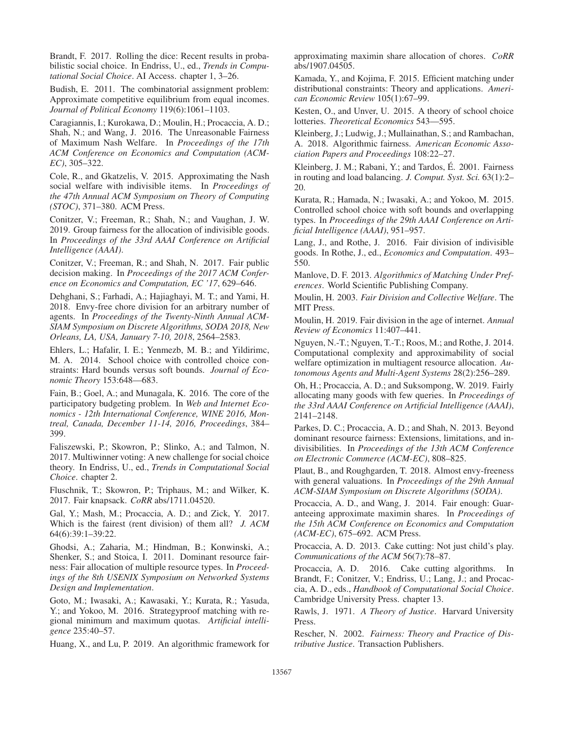Brandt, F. 2017. Rolling the dice: Recent results in probabilistic social choice. In Endriss, U., ed., *Trends in Computational Social Choice*. AI Access. chapter 1, 3–26.

Budish, E. 2011. The combinatorial assignment problem: Approximate competitive equilibrium from equal incomes. *Journal of Political Economy* 119(6):1061–1103.

Caragiannis, I.; Kurokawa, D.; Moulin, H.; Procaccia, A. D.; Shah, N.; and Wang, J. 2016. The Unreasonable Fairness of Maximum Nash Welfare. In *Proceedings of the 17th ACM Conference on Economics and Computation (ACM-EC)*, 305–322.

Cole, R., and Gkatzelis, V. 2015. Approximating the Nash social welfare with indivisible items. In *Proceedings of the 47th Annual ACM Symposium on Theory of Computing (STOC)*, 371–380. ACM Press.

Conitzer, V.; Freeman, R.; Shah, N.; and Vaughan, J. W. 2019. Group fairness for the allocation of indivisible goods. In *Proceedings of the 33rd AAAI Conference on Artificial Intelligence (AAAI)*.

Conitzer, V.; Freeman, R.; and Shah, N. 2017. Fair public decision making. In *Proceedings of the 2017 ACM Conference on Economics and Computation, EC '17*, 629–646.

Dehghani, S.; Farhadi, A.; Hajiaghayi, M. T.; and Yami, H. 2018. Envy-free chore division for an arbitrary number of agents. In *Proceedings of the Twenty-Ninth Annual ACM-SIAM Symposium on Discrete Algorithms, SODA 2018, New Orleans, LA, USA, January 7-10, 2018*, 2564–2583.

Ehlers, L.; Hafalir, I. E.; Yenmezb, M. B.; and Yildirimc, M. A. 2014. School choice with controlled choice constraints: Hard bounds versus soft bounds. *Journal of Economic Theory* 153:648—683.

Fain, B.; Goel, A.; and Munagala, K. 2016. The core of the participatory budgeting problem. In *Web and Internet Economics - 12th International Conference, WINE 2016, Montreal, Canada, December 11-14, 2016, Proceedings*, 384–399.

Faliszewski, P.; Skowron, P.; Slinko, A.; and Talmon, N. 2017. Multiwinner voting: A new challenge for social choice theory. In Endriss, U., ed., *Trends in Computational Social Choice*. chapter 2.

Fluschnik, T.; Skowron, P.; Triphaus, M.; and Wilker, K. 2017. Fair knapsack. *CoRR* abs/1711.04520.

Gal, Y.; Mash, M.; Procaccia, A. D.; and Zick, Y. 2017. Which is the fairest (rent division) of them all? *J. ACM* 64(6):39:1–39:22.

Ghodsi, A.; Zaharia, M.; Hindman, B.; Konwinski, A.; Shenker, S.; and Stoica, I. 2011. Dominant resource fairness: Fair allocation of multiple resource types. In *Proceedings of the 8th USENIX Symposium on Networked Systems Design and Implementation*.

Goto, M.; Iwasaki, A.; Kawasaki, Y.; Kurata, R.; Yasuda, Y.; and Yokoo, M. 2016. Strategyproof matching with regional minimum and maximum quotas. *Artificial intelligence* 235:40–57.

Huang, X., and Lu, P. 2019. An algorithmic framework for approximating maximin share allocation of chores. *CoRR* abs/1907.04505.

Kamada, Y., and Kojima, F. 2015. Efficient matching under distributional constraints: Theory and applications. *American Economic Review* 105(1):67–99.

Kesten, O., and Unver, U. 2015. A theory of school choice lotteries. *Theoretical Economics* 543—595.

Kleinberg, J.; Ludwig, J.; Mullainathan, S.; and Rambachan, A. 2018. Algorithmic fairness. *American Economic Association Papers and Proceedings* 108:22–27.

Kleinberg, J. M.; Rabani, Y.; and Tardos, É. 2001. Fairness in routing and load balancing. *J. Comput. Syst. Sci.* 63(1):2–20.

Kurata, R.; Hamada, N.; Iwasaki, A.; and Yokoo, M. 2015. Controlled school choice with soft bounds and overlapping types. In *Proceedings of the 29th AAAI Conference on Artificial Intelligence (AAAI)*, 951–957.

Lang, J., and Rothe, J. 2016. Fair division of indivisible goods. In Rothe, J., ed., *Economics and Computation*. 493–550.

Manlove, D. F. 2013. *Algorithmics of Matching Under Preferences*. World Scientific Publishing Company.

Moulin, H. 2003. *Fair Division and Collective Welfare*. The MIT Press.

Moulin, H. 2019. Fair division in the age of internet. *Annual Review of Economics* 11:407–441.

Nguyen, N.-T.; Nguyen, T.-T.; Roos, M.; and Rothe, J. 2014. Computational complexity and approximability of social welfare optimization in multiagent resource allocation. *Autonomous Agents and Multi-Agent Systems* 28(2):256–289.

Oh, H.; Procaccia, A. D.; and Suksompong, W. 2019. Fairly allocating many goods with few queries. In *Proceedings of the 33rd AAAI Conference on Artificial Intelligence (AAAI)*, 2141–2148.

Parkes, D. C.; Procaccia, A. D.; and Shah, N. 2013. Beyond dominant resource fairness: Extensions, limitations, and indivisibilities. In *Proceedings of the 13th ACM Conference on Electronic Commerce (ACM-EC)*, 808–825.

Plaut, B., and Roughgarden, T. 2018. Almost envy-freeness with general valuations. In *Proceedings of the 29th Annual ACM-SIAM Symposium on Discrete Algorithms (SODA)*.

Procaccia, A. D., and Wang, J. 2014. Fair enough: Guaranteeing approximate maximin shares. In *Proceedings of the 15th ACM Conference on Economics and Computation (ACM-EC)*, 675–692. ACM Press.

Procaccia, A. D. 2013. Cake cutting: Not just child's play. *Communications of the ACM* 56(7):78–87.

Procaccia, A. D. 2016. Cake cutting algorithms. In Brandt, F.; Conitzer, V.; Endriss, U.; Lang, J.; and Procaccia, A. D., eds., *Handbook of Computational Social Choice*. Cambridge University Press. chapter 13.

Rawls, J. 1971. *A Theory of Justice*. Harvard University Press.

Rescher, N. 2002. *Fairness: Theory and Practice of Distributive Justice*. Transaction Publishers.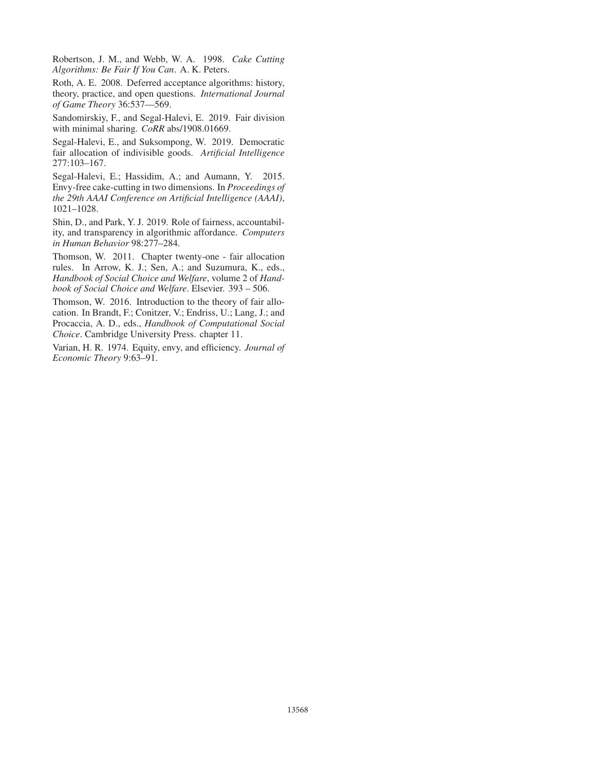Robertson, J. M., and Webb, W. A. 1998. *Cake Cutting Algorithms: Be Fair If You Can*. A. K. Peters.

Roth, A. E. 2008. Deferred acceptance algorithms: history, theory, practice, and open questions. *International Journal of Game Theory* 36:537—569.

Sandomirskiy, F., and Segal-Halevi, E. 2019. Fair division with minimal sharing. *CoRR* abs/1908.01669.

Segal-Halevi, E., and Suksompong, W. 2019. Democratic fair allocation of indivisible goods. *Artificial Intelligence* 277:103–167.

Segal-Halevi, E.; Hassidim, A.; and Aumann, Y. 2015. Envy-free cake-cutting in two dimensions. In *Proceedings of the 29th AAAI Conference on Artificial Intelligence (AAAI)*, 1021–1028.

Shin, D., and Park, Y. J. 2019. Role of fairness, accountability, and transparency in algorithmic affordance. *Computers in Human Behavior* 98:277–284.

Thomson, W. 2011. Chapter twenty-one - fair allocation rules. In Arrow, K. J.; Sen, A.; and Suzumura, K., eds., *Handbook of Social Choice and Welfare*, volume 2 of *Handbook of Social Choice and Welfare*. Elsevier. 393 – 506.

Thomson, W. 2016. Introduction to the theory of fair allocation. In Brandt, F.; Conitzer, V.; Endriss, U.; Lang, J.; and Procaccia, A. D., eds., *Handbook of Computational Social Choice*. Cambridge University Press. chapter 11.

Varian, H. R. 1974. Equity, envy, and efficiency. *Journal of Economic Theory* 9:63–91.